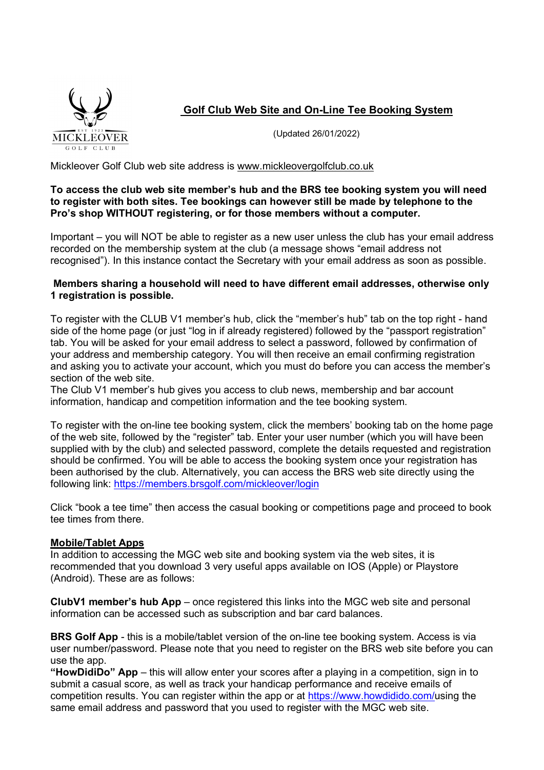# Golf Club Web Site and On-Line Tee Booking System

(Updated 26/01/2022)

Mickleover Golf Club web site address is www.mickleovergolfclub.co.uk

**To access the club web site member's hub and the BRS tee booking system you will need to register with both sites. Tee bookings can however still be made by telephone to the Pro's shop WITHOUT registering, or for those members without a computer.**

Important – you will NOT be able to register as a new user unless the club has your email address recorded on the membership system at the club (a message shows "email address not recognised"). In this instance contact the Secretary with your email address as soon as possible.

**Members sharing a household will need to have different email addresses, otherwise only 1 registration is possible.**

To register with the CLUB V1 member's hub, click the "member's hub" tab on the top right - hand side of the home page (or just "log in if already registered) followed by the "passport registration" tab. You will be asked for your email address to select a password, followed by confirmation of your address and membership category. You will then receive an email confirming registration and asking you to activate your account, which you must do before you can access the member's section of the web site.
The Club V1 member's hub gives you access to club news, membership and bar account information, handicap and competition information and the tee booking system.

To register with the on-line tee booking system, click the members' booking tab on the home page of the web site, followed by the "register" tab. Enter your user number (which you will have been supplied with by the club) and selected password, complete the details requested and registration should be confirmed. You will be able to access the booking system once your registration has been authorised by the club. Alternatively, you can access the BRS web site directly using the following link: https://members.brsgolf.com/mickleover/login

Click "book a tee time" then access the casual booking or competitions page and proceed to book tee times from there.

## Mobile/Tablet Apps

In addition to accessing the MGC web site and booking system via the web sites, it is recommended that you download 3 very useful apps available on IOS (Apple) or Playstore (Android). These are as follows:

**ClubV1 member's hub App** – once registered this links into the MGC web site and personal information can be accessed such as subscription and bar card balances.

**BRS Golf App** - this is a mobile/tablet version of the on-line tee booking system. Access is via user number/password. Please note that you need to register on the BRS web site before you can use the app.
**"HowDidiDo" App** – this will allow enter your scores after a playing in a competition, sign in to submit a casual score, as well as track your handicap performance and receive emails of competition results. You can register within the app or at https://www.howdidido.com/using the same email address and password that you used to register with the MGC web site.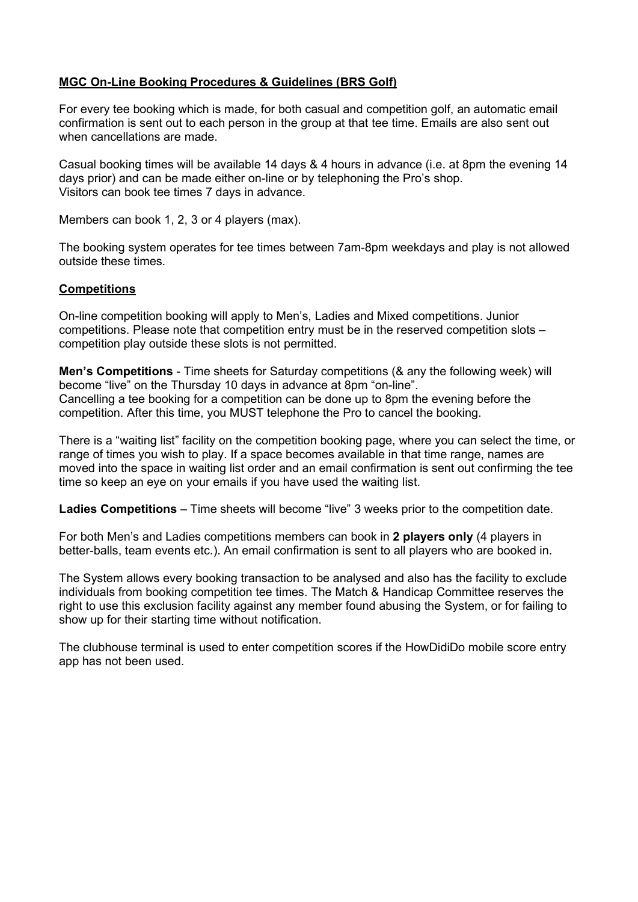**MGC On-Line Booking Procedures & Guidelines (BRS Golf)**

For every tee booking which is made, for both casual and competition golf, an automatic email confirmation is sent out to each person in the group at that tee time. Emails are also sent out when cancellations are made.

Casual booking times will be available 14 days & 4 hours in advance (i.e. at 8pm the evening 14 days prior) and can be made either on-line or by telephoning the Pro's shop.
Visitors can book tee times 7 days in advance.

Members can book 1, 2, 3 or 4 players (max).

The booking system operates for tee times between 7am-8pm weekdays and play is not allowed outside these times.

**Competitions**

On-line competition booking will apply to Men's, Ladies and Mixed competitions. Junior competitions. Please note that competition entry must be in the reserved competition slots – competition play outside these slots is not permitted.

**Men's Competitions** - Time sheets for Saturday competitions (& any the following week) will become "live" on the Thursday 10 days in advance at 8pm "on-line".
Cancelling a tee booking for a competition can be done up to 8pm the evening before the competition. After this time, you MUST telephone the Pro to cancel the booking.

There is a "waiting list" facility on the competition booking page, where you can select the time, or range of times you wish to play. If a space becomes available in that time range, names are moved into the space in waiting list order and an email confirmation is sent out confirming the tee time so keep an eye on your emails if you have used the waiting list.

**Ladies Competitions** – Time sheets will become "live" 3 weeks prior to the competition date.

For both Men's and Ladies competitions members can book in **2 players only** (4 players in better-balls, team events etc.). An email confirmation is sent to all players who are booked in.

The System allows every booking transaction to be analysed and also has the facility to exclude individuals from booking competition tee times. The Match & Handicap Committee reserves the right to use this exclusion facility against any member found abusing the System, or for failing to show up for their starting time without notification.

The clubhouse terminal is used to enter competition scores if the HowDidiDo mobile score entry app has not been used.